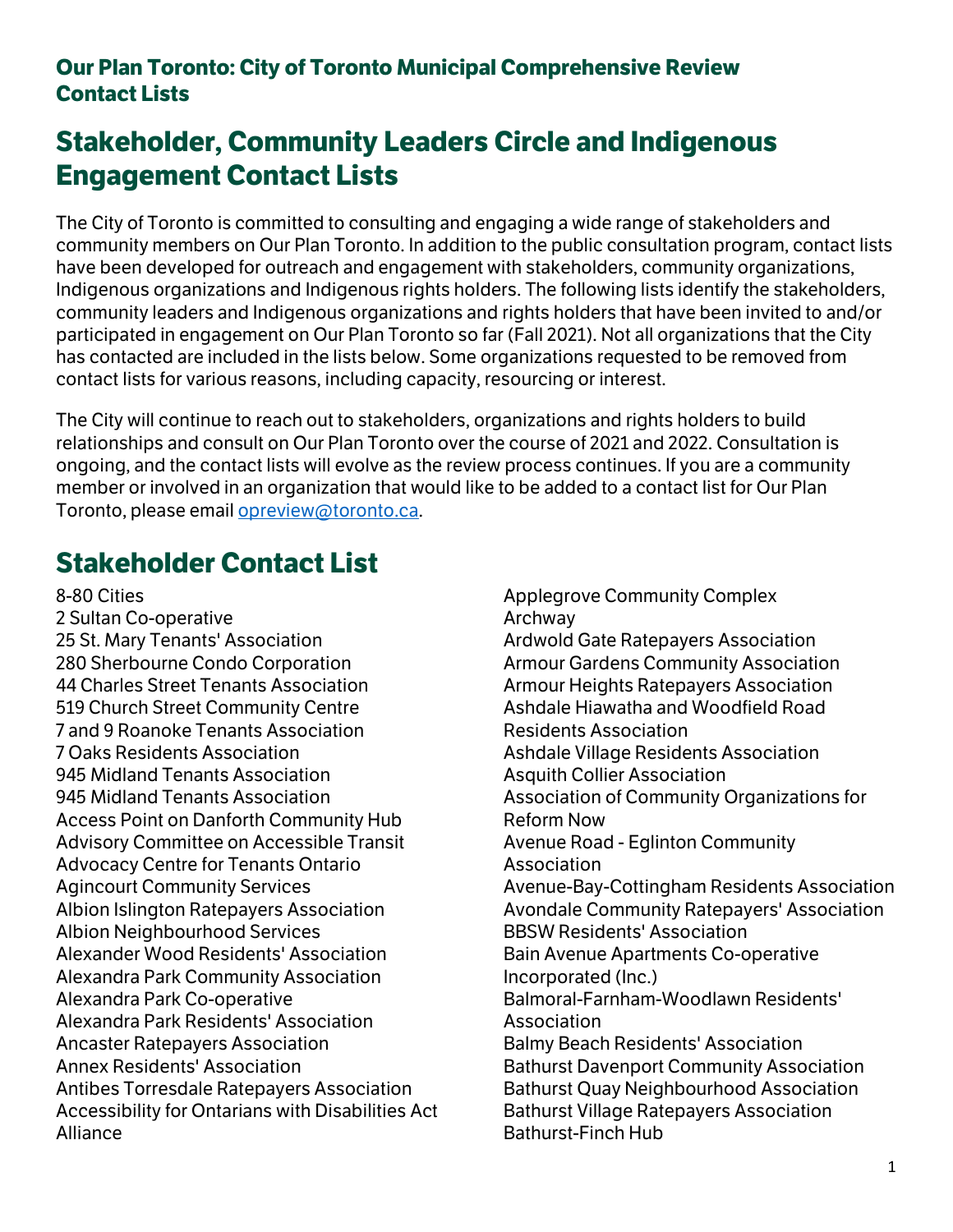**Our Plan Toronto: City of Toronto Municipal Comprehensive Review Contact Lists**

# Stakeholder, Community Leaders Circle and Indigenous Engagement Contact Lists

The City of Toronto is committed to consulting and engaging a wide range of stakeholders and community members on Our Plan Toronto. In addition to the public consultation program, contact lists have been developed for outreach and engagement with stakeholders, community organizations, Indigenous organizations and Indigenous rights holders. The following lists identify the stakeholders, community leaders and Indigenous organizations and rights holders that have been invited to and/or participated in engagement on Our Plan Toronto so far (Fall 2021). Not all organizations that the City has contacted are included in the lists below. Some organizations requested to be removed from contact lists for various reasons, including capacity, resourcing or interest.

The City will continue to reach out to stakeholders, organizations and rights holders to build relationships and consult on Our Plan Toronto over the course of 2021 and 2022. Consultation is ongoing, and the contact lists will evolve as the review process continues. If you are a community member or involved in an organization that would like to be added to a contact list for Our Plan Toronto, please email opreview@toronto.ca.

## Stakeholder Contact List

8-80 Cities
2 Sultan Co-operative
25 St. Mary Tenants' Association
280 Sherbourne Condo Corporation
44 Charles Street Tenants Association
519 Church Street Community Centre
7 and 9 Roanoke Tenants Association
7 Oaks Residents Association
945 Midland Tenants Association
945 Midland Tenants Association
Access Point on Danforth Community Hub
Advisory Committee on Accessible Transit
Advocacy Centre for Tenants Ontario
Agincourt Community Services
Albion Islington Ratepayers Association
Albion Neighbourhood Services
Alexander Wood Residents' Association
Alexandra Park Community Association
Alexandra Park Co-operative
Alexandra Park Residents' Association
Ancaster Ratepayers Association
Annex Residents' Association
Antibes Torresdale Ratepayers Association
Accessibility for Ontarians with Disabilities Act Alliance
Applegrove Community Complex
Archway
Ardwold Gate Ratepayers Association
Armour Gardens Community Association
Armour Heights Ratepayers Association
Ashdale Hiawatha and Woodfield Road Residents Association
Ashdale Village Residents Association
Asquith Collier Association
Association of Community Organizations for Reform Now
Avenue Road - Eglinton Community Association
Avenue-Bay-Cottingham Residents Association
Avondale Community Ratepayers' Association
BBSW Residents' Association
Bain Avenue Apartments Co-operative Incorporated (Inc.)
Balmoral-Farnham-Woodlawn Residents' Association
Balmy Beach Residents' Association
Bathurst Davenport Community Association
Bathurst Quay Neighbourhood Association
Bathurst Village Ratepayers Association
Bathurst-Finch Hub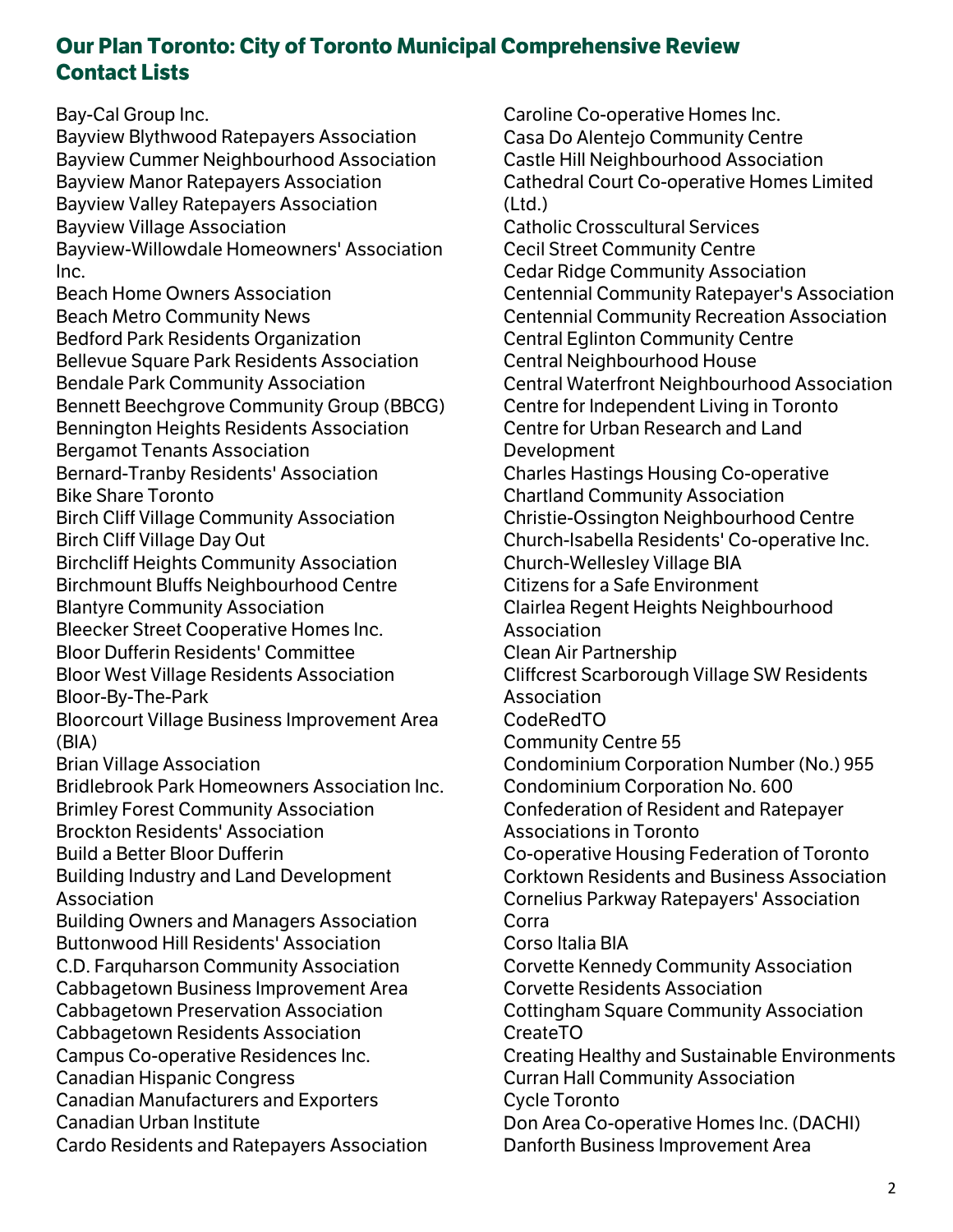## Our Plan Toronto: City of Toronto Municipal Comprehensive Review Contact Lists

Bay-Cal Group Inc.
Bayview Blythwood Ratepayers Association
Bayview Cummer Neighbourhood Association
Bayview Manor Ratepayers Association
Bayview Valley Ratepayers Association
Bayview Village Association
Bayview-Willowdale Homeowners' Association Inc.
Beach Home Owners Association
Beach Metro Community News
Bedford Park Residents Organization
Bellevue Square Park Residents Association
Bendale Park Community Association
Bennett Beechgrove Community Group (BBCG)
Bennington Heights Residents Association
Bergamot Tenants Association
Bernard-Tranby Residents' Association
Bike Share Toronto
Birch Cliff Village Community Association
Birch Cliff Village Day Out
Birchcliff Heights Community Association
Birchmount Bluffs Neighbourhood Centre
Blantyre Community Association
Bleecker Street Cooperative Homes Inc.
Bloor Dufferin Residents' Committee
Bloor West Village Residents Association
Bloor-By-The-Park
Bloorcourt Village Business Improvement Area (BIA)
Brian Village Association
Bridlebrook Park Homeowners Association Inc.
Brimley Forest Community Association
Brockton Residents' Association
Build a Better Bloor Dufferin
Building Industry and Land Development Association
Building Owners and Managers Association
Buttonwood Hill Residents' Association
C.D. Farquharson Community Association
Cabbagetown Business Improvement Area
Cabbagetown Preservation Association
Cabbagetown Residents Association
Campus Co-operative Residences Inc.
Canadian Hispanic Congress
Canadian Manufacturers and Exporters
Canadian Urban Institute
Cardo Residents and Ratepayers Association
Caroline Co-operative Homes Inc.
Casa Do Alentejo Community Centre
Castle Hill Neighbourhood Association
Cathedral Court Co-operative Homes Limited (Ltd.)
Catholic Crosscultural Services
Cecil Street Community Centre
Cedar Ridge Community Association
Centennial Community Ratepayer's Association
Centennial Community Recreation Association
Central Eglinton Community Centre
Central Neighbourhood House
Central Waterfront Neighbourhood Association
Centre for Independent Living in Toronto
Centre for Urban Research and Land Development
Charles Hastings Housing Co-operative
Chartland Community Association
Christie-Ossington Neighbourhood Centre
Church-Isabella Residents' Co-operative Inc.
Church-Wellesley Village BIA
Citizens for a Safe Environment
Clairlea Regent Heights Neighbourhood Association
Clean Air Partnership
Cliffcrest Scarborough Village SW Residents Association
CodeRedTO
Community Centre 55
Condominium Corporation Number (No.) 955
Condominium Corporation No. 600
Confederation of Resident and Ratepayer Associations in Toronto
Co-operative Housing Federation of Toronto
Corktown Residents and Business Association
Cornelius Parkway Ratepayers' Association
Corra
Corso Italia BIA
Corvette Kennedy Community Association
Corvette Residents Association
Cottingham Square Community Association
CreateTO
Creating Healthy and Sustainable Environments
Curran Hall Community Association
Cycle Toronto
Don Area Co-operative Homes Inc. (DACHI)
Danforth Business Improvement Area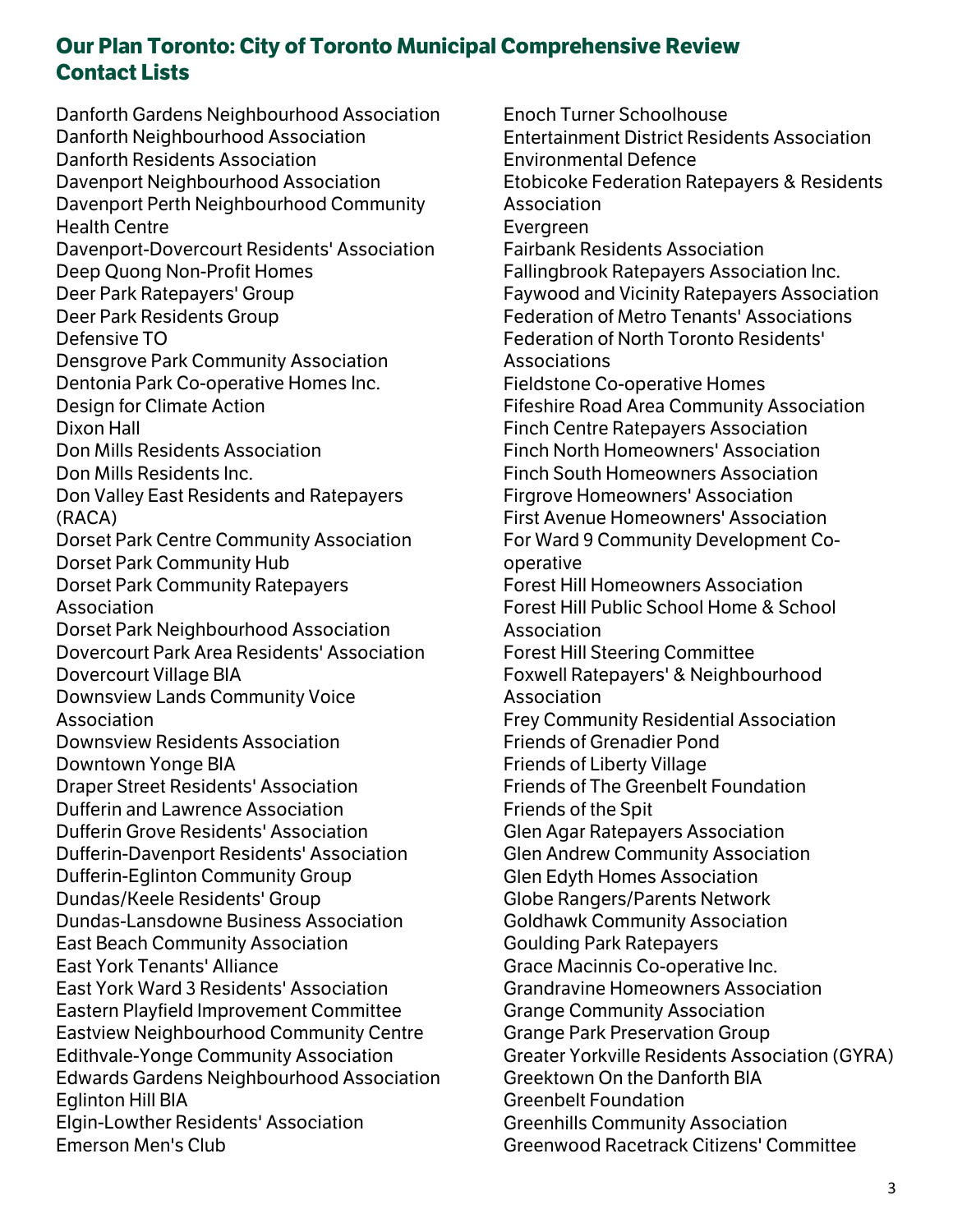## Our Plan Toronto: City of Toronto Municipal Comprehensive Review Contact Lists

Danforth Gardens Neighbourhood Association
Danforth Neighbourhood Association
Danforth Residents Association
Davenport Neighbourhood Association
Davenport Perth Neighbourhood Community Health Centre
Davenport-Dovercourt Residents' Association
Deep Quong Non-Profit Homes
Deer Park Ratepayers' Group
Deer Park Residents Group
Defensive TO
Densgrove Park Community Association
Dentonia Park Co-operative Homes Inc.
Design for Climate Action
Dixon Hall
Don Mills Residents Association
Don Mills Residents Inc.
Don Valley East Residents and Ratepayers (RACA)
Dorset Park Centre Community Association
Dorset Park Community Hub
Dorset Park Community Ratepayers Association
Dorset Park Neighbourhood Association
Dovercourt Park Area Residents' Association
Dovercourt Village BIA
Downsview Lands Community Voice Association
Downsview Residents Association
Downtown Yonge BIA
Draper Street Residents' Association
Dufferin and Lawrence Association
Dufferin Grove Residents' Association
Dufferin-Davenport Residents' Association
Dufferin-Eglinton Community Group
Dundas/Keele Residents' Group
Dundas-Lansdowne Business Association
East Beach Community Association
East York Tenants' Alliance
East York Ward 3 Residents' Association
Eastern Playfield Improvement Committee
Eastview Neighbourhood Community Centre
Edithvale-Yonge Community Association
Edwards Gardens Neighbourhood Association
Eglinton Hill BIA
Elgin-Lowther Residents' Association
Emerson Men's Club
Enoch Turner Schoolhouse
Entertainment District Residents Association
Environmental Defence
Etobicoke Federation Ratepayers & Residents Association
Evergreen
Fairbank Residents Association
Fallingbrook Ratepayers Association Inc.
Faywood and Vicinity Ratepayers Association
Federation of Metro Tenants' Associations
Federation of North Toronto Residents' Associations
Fieldstone Co-operative Homes
Fifeshire Road Area Community Association
Finch Centre Ratepayers Association
Finch North Homeowners' Association
Finch South Homeowners Association
Firgrove Homeowners' Association
First Avenue Homeowners' Association
For Ward 9 Community Development Co-operative
Forest Hill Homeowners Association
Forest Hill Public School Home & School Association
Forest Hill Steering Committee
Foxwell Ratepayers' & Neighbourhood Association
Frey Community Residential Association
Friends of Grenadier Pond
Friends of Liberty Village
Friends of The Greenbelt Foundation
Friends of the Spit
Glen Agar Ratepayers Association
Glen Andrew Community Association
Glen Edyth Homes Association
Globe Rangers/Parents Network
Goldhawk Community Association
Goulding Park Ratepayers
Grace Macinnis Co-operative Inc.
Grandravine Homeowners Association
Grange Community Association
Grange Park Preservation Group
Greater Yorkville Residents Association (GYRA)
Greektown On the Danforth BIA
Greenbelt Foundation
Greenhills Community Association
Greenwood Racetrack Citizens' Committee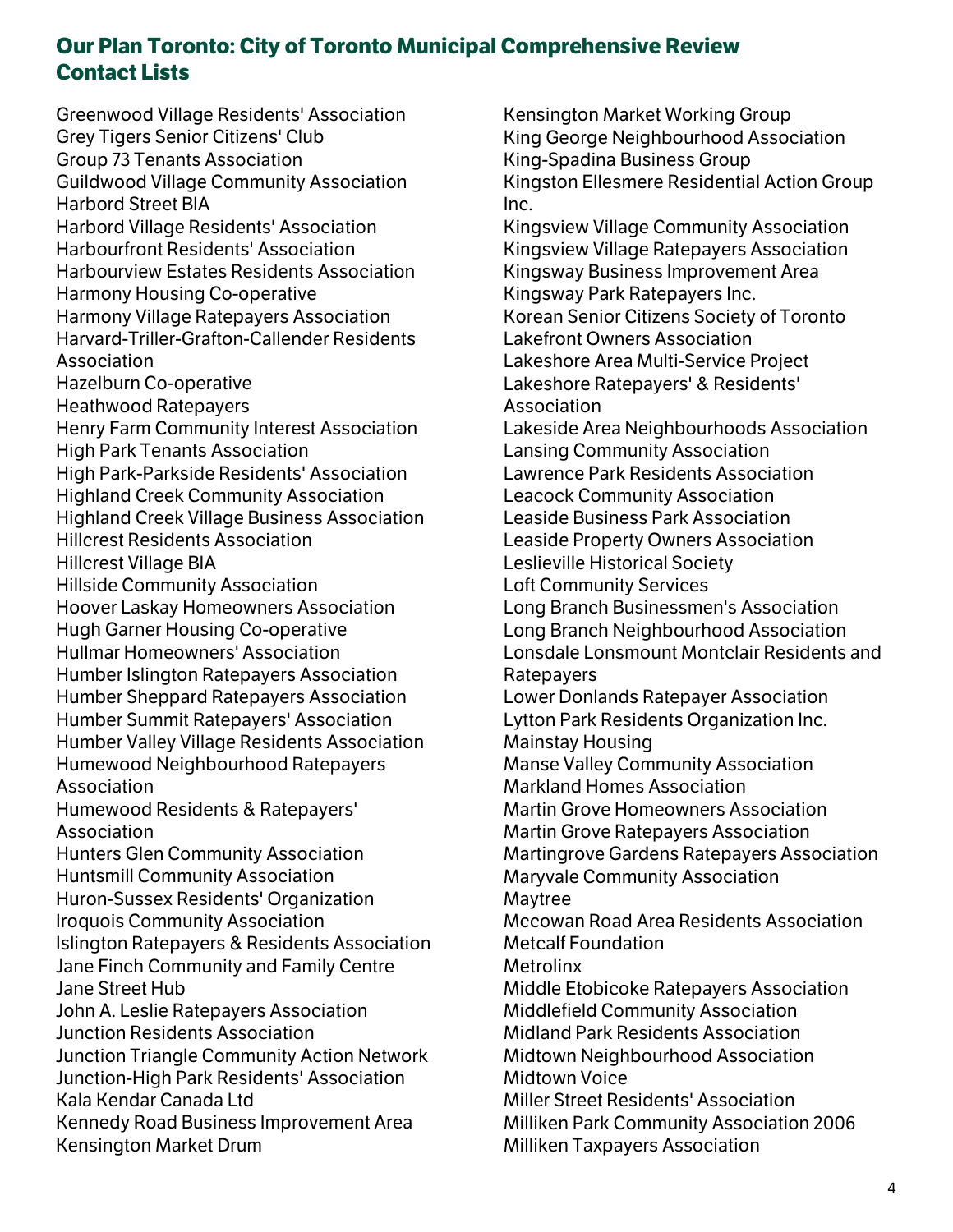## Our Plan Toronto: City of Toronto Municipal Comprehensive Review Contact Lists

Greenwood Village Residents' Association
Grey Tigers Senior Citizens' Club
Group 73 Tenants Association
Guildwood Village Community Association
Harbord Street BIA
Harbord Village Residents' Association
Harbourfront Residents' Association
Harbourview Estates Residents Association
Harmony Housing Co-operative
Harmony Village Ratepayers Association
Harvard-Triller-Grafton-Callender Residents Association
Hazelburn Co-operative
Heathwood Ratepayers
Henry Farm Community Interest Association
High Park Tenants Association
High Park-Parkside Residents' Association
Highland Creek Community Association
Highland Creek Village Business Association
Hillcrest Residents Association
Hillcrest Village BIA
Hillside Community Association
Hoover Laskay Homeowners Association
Hugh Garner Housing Co-operative
Hullmar Homeowners' Association
Humber Islington Ratepayers Association
Humber Sheppard Ratepayers Association
Humber Summit Ratepayers' Association
Humber Valley Village Residents Association
Humewood Neighbourhood Ratepayers Association
Humewood Residents & Ratepayers' Association
Hunters Glen Community Association
Huntsmill Community Association
Huron-Sussex Residents' Organization
Iroquois Community Association
Islington Ratepayers & Residents Association
Jane Finch Community and Family Centre
Jane Street Hub
John A. Leslie Ratepayers Association
Junction Residents Association
Junction Triangle Community Action Network
Junction-High Park Residents' Association
Kala Kendar Canada Ltd
Kennedy Road Business Improvement Area
Kensington Market Drum
Kensington Market Working Group
King George Neighbourhood Association
King-Spadina Business Group
Kingston Ellesmere Residential Action Group Inc.
Kingsview Village Community Association
Kingsview Village Ratepayers Association
Kingsway Business Improvement Area
Kingsway Park Ratepayers Inc.
Korean Senior Citizens Society of Toronto
Lakefront Owners Association
Lakeshore Area Multi-Service Project
Lakeshore Ratepayers' & Residents' Association
Lakeside Area Neighbourhoods Association
Lansing Community Association
Lawrence Park Residents Association
Leacock Community Association
Leaside Business Park Association
Leaside Property Owners Association
Leslieville Historical Society
Loft Community Services
Long Branch Businessmen's Association
Long Branch Neighbourhood Association
Lonsdale Lonsmount Montclair Residents and Ratepayers
Lower Donlands Ratepayer Association
Lytton Park Residents Organization Inc.
Mainstay Housing
Manse Valley Community Association
Markland Homes Association
Martin Grove Homeowners Association
Martin Grove Ratepayers Association
Martingrove Gardens Ratepayers Association
Maryvale Community Association
Maytree
Mccowan Road Area Residents Association
Metcalf Foundation
Metrolinx
Middle Etobicoke Ratepayers Association
Middlefield Community Association
Midland Park Residents Association
Midtown Neighbourhood Association
Midtown Voice
Miller Street Residents' Association
Milliken Park Community Association 2006
Milliken Taxpayers Association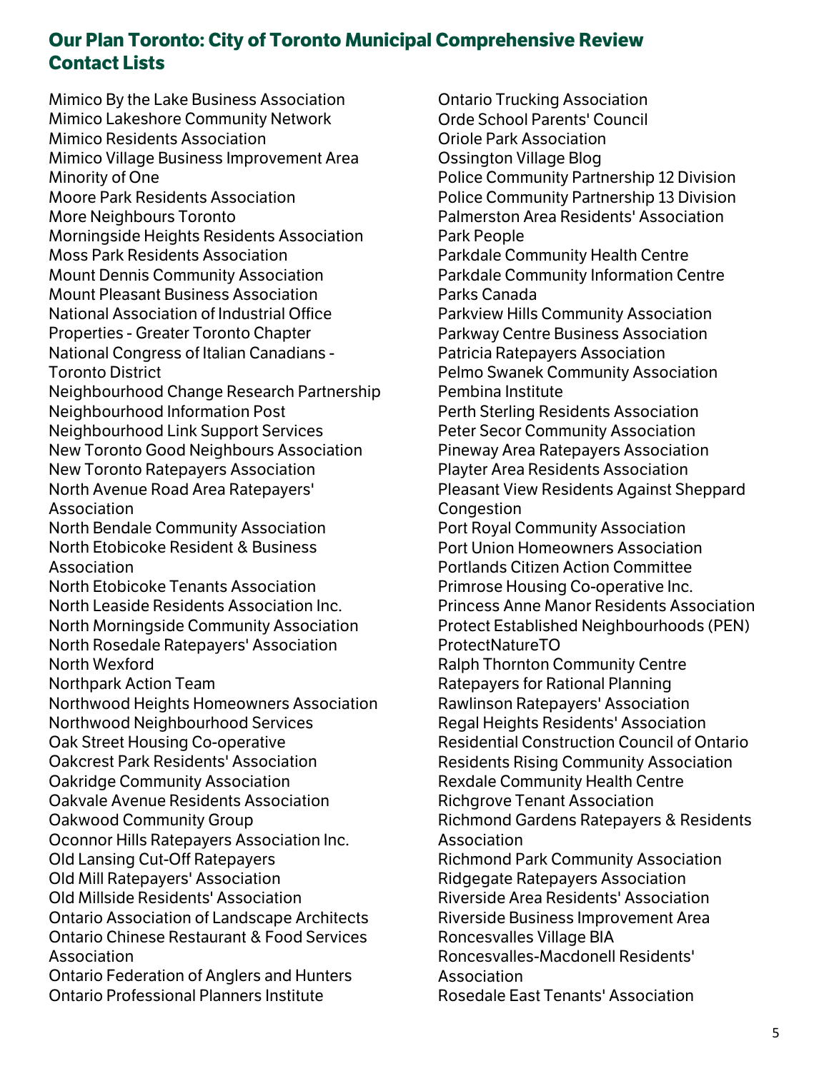## Our Plan Toronto: City of Toronto Municipal Comprehensive Review Contact Lists

Mimico By the Lake Business Association
Mimico Lakeshore Community Network
Mimico Residents Association
Mimico Village Business Improvement Area
Minority of One
Moore Park Residents Association
More Neighbours Toronto
Morningside Heights Residents Association
Moss Park Residents Association
Mount Dennis Community Association
Mount Pleasant Business Association
National Association of Industrial Office Properties - Greater Toronto Chapter
National Congress of Italian Canadians - Toronto District
Neighbourhood Change Research Partnership
Neighbourhood Information Post
Neighbourhood Link Support Services
New Toronto Good Neighbours Association
New Toronto Ratepayers Association
North Avenue Road Area Ratepayers' Association
North Bendale Community Association
North Etobicoke Resident & Business Association
North Etobicoke Tenants Association
North Leaside Residents Association Inc.
North Morningside Community Association
North Rosedale Ratepayers' Association
North Wexford
Northpark Action Team
Northwood Heights Homeowners Association
Northwood Neighbourhood Services
Oak Street Housing Co-operative
Oakcrest Park Residents' Association
Oakridge Community Association
Oakvale Avenue Residents Association
Oakwood Community Group
Oconnor Hills Ratepayers Association Inc.
Old Lansing Cut-Off Ratepayers
Old Mill Ratepayers' Association
Old Millside Residents' Association
Ontario Association of Landscape Architects
Ontario Chinese Restaurant & Food Services Association
Ontario Federation of Anglers and Hunters
Ontario Professional Planners Institute
Ontario Trucking Association
Orde School Parents' Council
Oriole Park Association
Ossington Village Blog
Police Community Partnership 12 Division
Police Community Partnership 13 Division
Palmerston Area Residents' Association
Park People
Parkdale Community Health Centre
Parkdale Community Information Centre
Parks Canada
Parkview Hills Community Association
Parkway Centre Business Association
Patricia Ratepayers Association
Pelmo Swanek Community Association
Pembina Institute
Perth Sterling Residents Association
Peter Secor Community Association
Pineway Area Ratepayers Association
Playter Area Residents Association
Pleasant View Residents Against Sheppard Congestion
Port Royal Community Association
Port Union Homeowners Association
Portlands Citizen Action Committee
Primrose Housing Co-operative Inc.
Princess Anne Manor Residents Association
Protect Established Neighbourhoods (PEN)
ProtectNatureTO
Ralph Thornton Community Centre
Ratepayers for Rational Planning
Rawlinson Ratepayers' Association
Regal Heights Residents' Association
Residential Construction Council of Ontario
Residents Rising Community Association
Rexdale Community Health Centre
Richgrove Tenant Association
Richmond Gardens Ratepayers & Residents Association
Richmond Park Community Association
Ridgegate Ratepayers Association
Riverside Area Residents' Association
Riverside Business Improvement Area
Roncesvalles Village BIA
Roncesvalles-Macdonell Residents' Association
Rosedale East Tenants' Association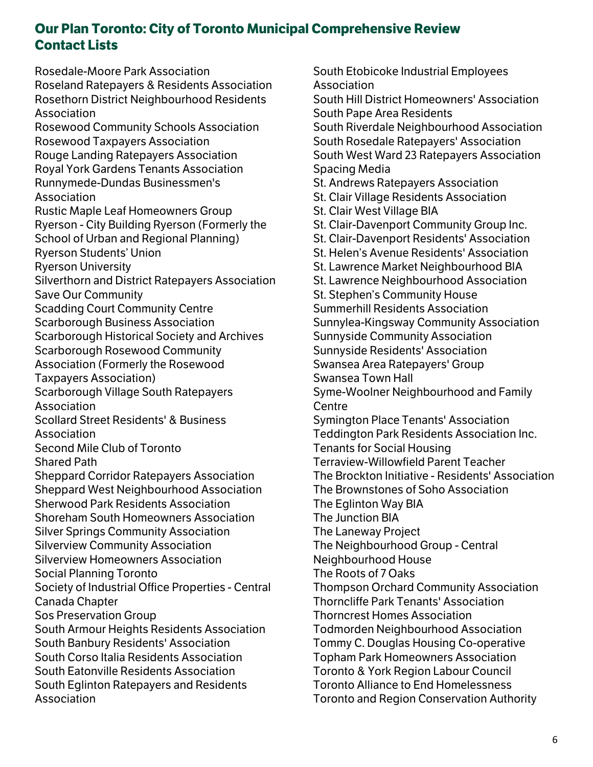## Our Plan Toronto: City of Toronto Municipal Comprehensive Review Contact Lists

Rosedale-Moore Park Association
Roseland Ratepayers & Residents Association
Rosethorn District Neighbourhood Residents Association
Rosewood Community Schools Association
Rosewood Taxpayers Association
Rouge Landing Ratepayers Association
Royal York Gardens Tenants Association
Runnymede-Dundas Businessmen's Association
Rustic Maple Leaf Homeowners Group
Ryerson - City Building Ryerson (Formerly the School of Urban and Regional Planning)
Ryerson Students' Union
Ryerson University
Silverthorn and District Ratepayers Association
Save Our Community
Scadding Court Community Centre
Scarborough Business Association
Scarborough Historical Society and Archives
Scarborough Rosewood Community Association (Formerly the Rosewood Taxpayers Association)
Scarborough Village South Ratepayers Association
Scollard Street Residents' & Business Association
Second Mile Club of Toronto
Shared Path
Sheppard Corridor Ratepayers Association
Sheppard West Neighbourhood Association
Sherwood Park Residents Association
Shoreham South Homeowners Association
Silver Springs Community Association
Silverview Community Association
Silverview Homeowners Association
Social Planning Toronto
Society of Industrial Office Properties - Central Canada Chapter
Sos Preservation Group
South Armour Heights Residents Association
South Banbury Residents' Association
South Corso Italia Residents Association
South Eatonville Residents Association
South Eglinton Ratepayers and Residents Association
South Etobicoke Industrial Employees Association
South Hill District Homeowners' Association
South Pape Area Residents
South Riverdale Neighbourhood Association
South Rosedale Ratepayers' Association
South West Ward 23 Ratepayers Association
Spacing Media
St. Andrews Ratepayers Association
St. Clair Village Residents Association
St. Clair West Village BIA
St. Clair-Davenport Community Group Inc.
St. Clair-Davenport Residents' Association
St. Helen's Avenue Residents' Association
St. Lawrence Market Neighbourhood BIA
St. Lawrence Neighbourhood Association
St. Stephen's Community House
Summerhill Residents Association
Sunnylea-Kingsway Community Association
Sunnyside Community Association
Sunnyside Residents' Association
Swansea Area Ratepayers' Group
Swansea Town Hall
Syme-Woolner Neighbourhood and Family Centre
Symington Place Tenants' Association
Teddington Park Residents Association Inc.
Tenants for Social Housing
Terraview-Willowfield Parent Teacher
The Brockton Initiative - Residents' Association
The Brownstones of Soho Association
The Eglinton Way BIA
The Junction BIA
The Laneway Project
The Neighbourhood Group - Central Neighbourhood House
The Roots of 7 Oaks
Thompson Orchard Community Association
Thorncliffe Park Tenants' Association
Thorncrest Homes Association
Todmorden Neighbourhood Association
Tommy C. Douglas Housing Co-operative
Topham Park Homeowners Association
Toronto & York Region Labour Council
Toronto Alliance to End Homelessness
Toronto and Region Conservation Authority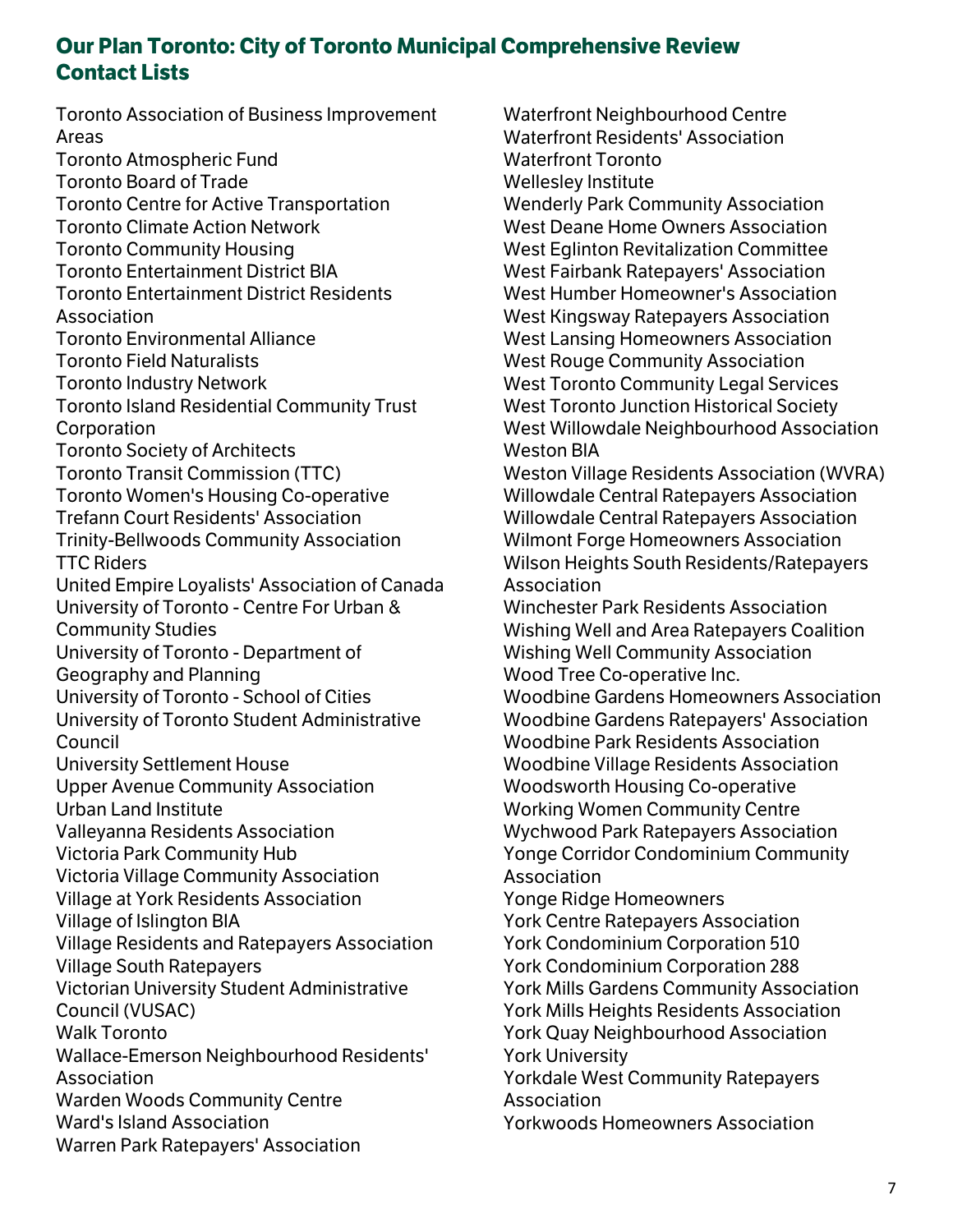## Our Plan Toronto: City of Toronto Municipal Comprehensive Review Contact Lists

Toronto Association of Business Improvement Areas
Toronto Atmospheric Fund
Toronto Board of Trade
Toronto Centre for Active Transportation
Toronto Climate Action Network
Toronto Community Housing
Toronto Entertainment District BIA
Toronto Entertainment District Residents Association
Toronto Environmental Alliance
Toronto Field Naturalists
Toronto Industry Network
Toronto Island Residential Community Trust Corporation
Toronto Society of Architects
Toronto Transit Commission (TTC)
Toronto Women's Housing Co-operative
Trefann Court Residents' Association
Trinity-Bellwoods Community Association
TTC Riders
United Empire Loyalists' Association of Canada
University of Toronto - Centre For Urban & Community Studies
University of Toronto - Department of Geography and Planning
University of Toronto - School of Cities
University of Toronto Student Administrative Council
University Settlement House
Upper Avenue Community Association
Urban Land Institute
Valleyanna Residents Association
Victoria Park Community Hub
Victoria Village Community Association
Village at York Residents Association
Village of Islington BIA
Village Residents and Ratepayers Association
Village South Ratepayers
Victorian University Student Administrative Council (VUSAC)
Walk Toronto
Wallace-Emerson Neighbourhood Residents' Association
Warden Woods Community Centre
Ward's Island Association
Warren Park Ratepayers' Association
Waterfront Neighbourhood Centre
Waterfront Residents' Association
Waterfront Toronto
Wellesley Institute
Wenderly Park Community Association
West Deane Home Owners Association
West Eglinton Revitalization Committee
West Fairbank Ratepayers' Association
West Humber Homeowner's Association
West Kingsway Ratepayers Association
West Lansing Homeowners Association
West Rouge Community Association
West Toronto Community Legal Services
West Toronto Junction Historical Society
West Willowdale Neighbourhood Association
Weston BIA
Weston Village Residents Association (WVRA)
Willowdale Central Ratepayers Association
Willowdale Central Ratepayers Association
Wilmont Forge Homeowners Association
Wilson Heights South Residents/Ratepayers Association
Winchester Park Residents Association
Wishing Well and Area Ratepayers Coalition
Wishing Well Community Association
Wood Tree Co-operative Inc.
Woodbine Gardens Homeowners Association
Woodbine Gardens Ratepayers' Association
Woodbine Park Residents Association
Woodbine Village Residents Association
Woodsworth Housing Co-operative
Working Women Community Centre
Wychwood Park Ratepayers Association
Yonge Corridor Condominium Community Association
Yonge Ridge Homeowners
York Centre Ratepayers Association
York Condominium Corporation 510
York Condominium Corporation 288
York Mills Gardens Community Association
York Mills Heights Residents Association
York Quay Neighbourhood Association
York University
Yorkdale West Community Ratepayers Association
Yorkwoods Homeowners Association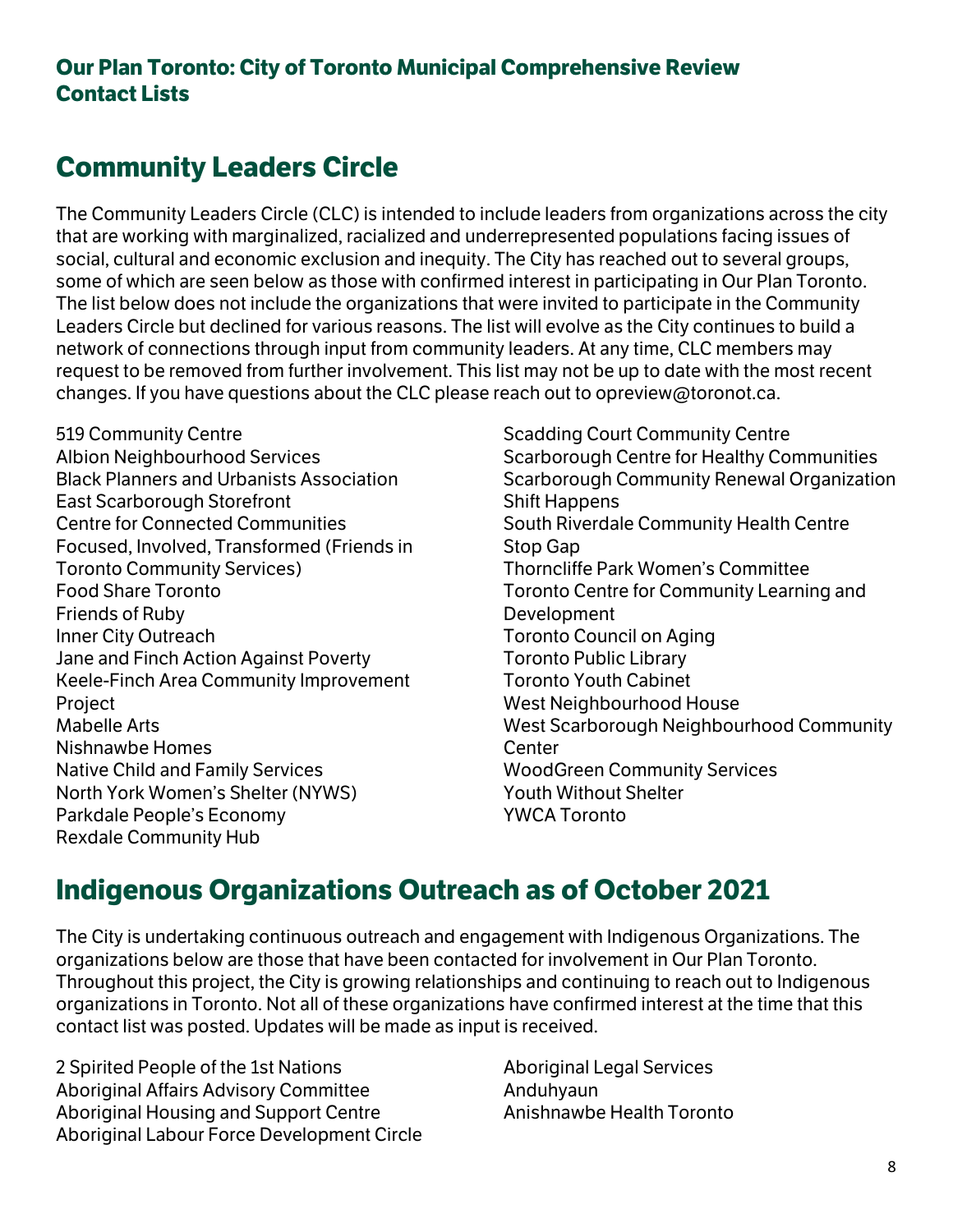**Our Plan Toronto: City of Toronto Municipal Comprehensive Review Contact Lists**

## Community Leaders Circle

The Community Leaders Circle (CLC) is intended to include leaders from organizations across the city that are working with marginalized, racialized and underrepresented populations facing issues of social, cultural and economic exclusion and inequity. The City has reached out to several groups, some of which are seen below as those with confirmed interest in participating in Our Plan Toronto. The list below does not include the organizations that were invited to participate in the Community Leaders Circle but declined for various reasons. The list will evolve as the City continues to build a network of connections through input from community leaders. At any time, CLC members may request to be removed from further involvement. This list may not be up to date with the most recent changes. If you have questions about the CLC please reach out to opreview@toronot.ca.

519 Community Centre
Albion Neighbourhood Services
Black Planners and Urbanists Association
East Scarborough Storefront
Centre for Connected Communities
Focused, Involved, Transformed (Friends in Toronto Community Services)
Food Share Toronto
Friends of Ruby
Inner City Outreach
Jane and Finch Action Against Poverty
Keele-Finch Area Community Improvement Project
Mabelle Arts
Nishnawbe Homes
Native Child and Family Services
North York Women's Shelter (NYWS)
Parkdale People's Economy
Rexdale Community Hub
Scadding Court Community Centre
Scarborough Centre for Healthy Communities
Scarborough Community Renewal Organization
Shift Happens
South Riverdale Community Health Centre
Stop Gap
Thorncliffe Park Women's Committee
Toronto Centre for Community Learning and Development
Toronto Council on Aging
Toronto Public Library
Toronto Youth Cabinet
West Neighbourhood House
West Scarborough Neighbourhood Community Center
WoodGreen Community Services
Youth Without Shelter
YWCA Toronto

## Indigenous Organizations Outreach as of October 2021

The City is undertaking continuous outreach and engagement with Indigenous Organizations. The organizations below are those that have been contacted for involvement in Our Plan Toronto. Throughout this project, the City is growing relationships and continuing to reach out to Indigenous organizations in Toronto. Not all of these organizations have confirmed interest at the time that this contact list was posted. Updates will be made as input is received.

2 Spirited People of the 1st Nations
Aboriginal Affairs Advisory Committee
Aboriginal Housing and Support Centre
Aboriginal Labour Force Development Circle
Aboriginal Legal Services
Anduhyaun
Anishnawbe Health Toronto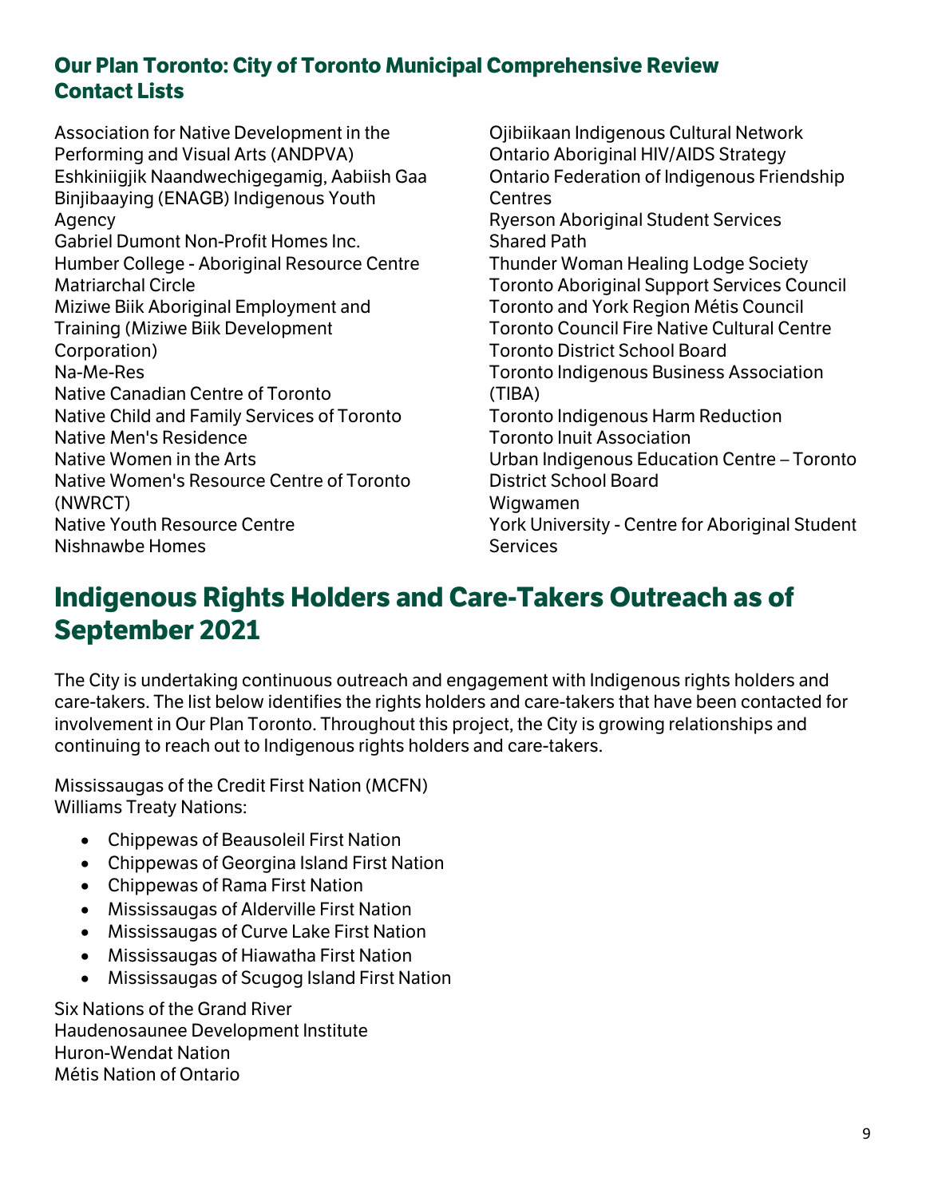### Our Plan Toronto: City of Toronto Municipal Comprehensive Review Contact Lists

Association for Native Development in the Performing and Visual Arts (ANDPVA)
Eshkiniigjik Naandwechigegamig, Aabiish Gaa Binjibaaying (ENAGB) Indigenous Youth Agency
Gabriel Dumont Non-Profit Homes Inc.
Humber College - Aboriginal Resource Centre
Matriarchal Circle
Miziwe Biik Aboriginal Employment and Training (Miziwe Biik Development Corporation)
Na-Me-Res
Native Canadian Centre of Toronto
Native Child and Family Services of Toronto
Native Men's Residence
Native Women in the Arts
Native Women's Resource Centre of Toronto (NWRCT)
Native Youth Resource Centre
Nishnawbe Homes
Ojibiikaan Indigenous Cultural Network
Ontario Aboriginal HIV/AIDS Strategy
Ontario Federation of Indigenous Friendship Centres
Ryerson Aboriginal Student Services
Shared Path
Thunder Woman Healing Lodge Society
Toronto Aboriginal Support Services Council
Toronto and York Region Métis Council
Toronto Council Fire Native Cultural Centre
Toronto District School Board
Toronto Indigenous Business Association (TIBA)
Toronto Indigenous Harm Reduction
Toronto Inuit Association
Urban Indigenous Education Centre – Toronto District School Board
Wigwamen
York University - Centre for Aboriginal Student Services

## Indigenous Rights Holders and Care-Takers Outreach as of September 2021

The City is undertaking continuous outreach and engagement with Indigenous rights holders and care-takers. The list below identifies the rights holders and care-takers that have been contacted for involvement in Our Plan Toronto. Throughout this project, the City is growing relationships and continuing to reach out to Indigenous rights holders and care-takers.

Mississaugas of the Credit First Nation (MCFN)
Williams Treaty Nations:

- Chippewas of Beausoleil First Nation
- Chippewas of Georgina Island First Nation
- Chippewas of Rama First Nation
- Mississaugas of Alderville First Nation
- Mississaugas of Curve Lake First Nation
- Mississaugas of Hiawatha First Nation
- Mississaugas of Scugog Island First Nation

Six Nations of the Grand River
Haudenosaunee Development Institute
Huron-Wendat Nation
Métis Nation of Ontario